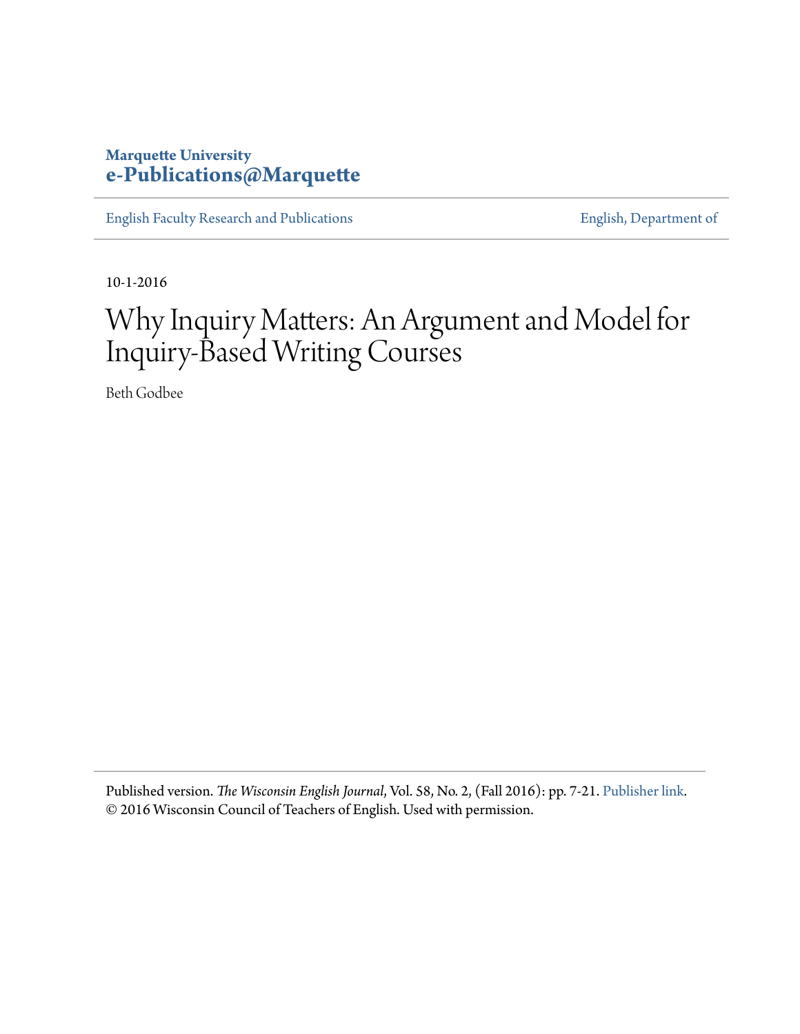**Marquette University**
**e-Publications@Marquette**

English Faculty Research and Publications | English, Department of

10-1-2016

# Why Inquiry Matters: An Argument and Model for Inquiry-Based Writing Courses

Beth Godbee

Published version. *The Wisconsin English Journal*, Vol. 58, No. 2, (Fall 2016): pp. 7-21. Publisher link.
© 2016 Wisconsin Council of Teachers of English. Used with permission.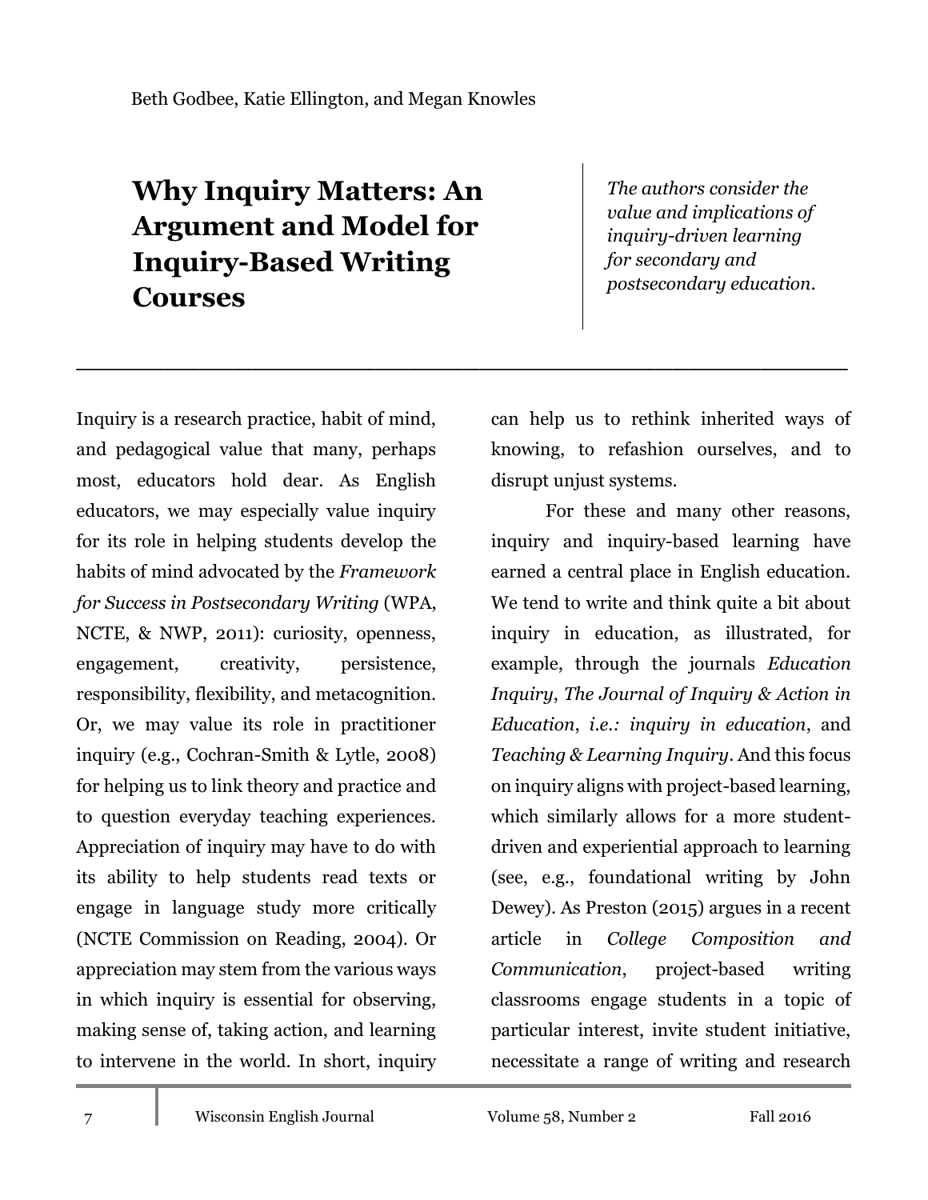Beth Godbee, Katie Ellington, and Megan Knowles

# Why Inquiry Matters: An Argument and Model for Inquiry-Based Writing Courses

*The authors consider the value and implications of inquiry-driven learning for secondary and postsecondary education.*

---

Inquiry is a research practice, habit of mind, and pedagogical value that many, perhaps most, educators hold dear. As English educators, we may especially value inquiry for its role in helping students develop the habits of mind advocated by the *Framework for Success in Postsecondary Writing* (WPA, NCTE, & NWP, 2011): curiosity, openness, engagement, creativity, persistence, responsibility, flexibility, and metacognition. Or, we may value its role in practitioner inquiry (e.g., Cochran-Smith & Lytle, 2008) for helping us to link theory and practice and to question everyday teaching experiences. Appreciation of inquiry may have to do with its ability to help students read texts or engage in language study more critically (NCTE Commission on Reading, 2004). Or appreciation may stem from the various ways in which inquiry is essential for observing, making sense of, taking action, and learning to intervene in the world. In short, inquiry can help us to rethink inherited ways of knowing, to refashion ourselves, and to disrupt unjust systems.

For these and many other reasons, inquiry and inquiry-based learning have earned a central place in English education. We tend to write and think quite a bit about inquiry in education, as illustrated, for example, through the journals *Education Inquiry*, *The Journal of Inquiry & Action in Education*, *i.e.: inquiry in education*, and *Teaching & Learning Inquiry*. And this focus on inquiry aligns with project-based learning, which similarly allows for a more student-driven and experiential approach to learning (see, e.g., foundational writing by John Dewey). As Preston (2015) argues in a recent article in *College Composition and Communication*, project-based writing classrooms engage students in a topic of particular interest, invite student initiative, necessitate a range of writing and research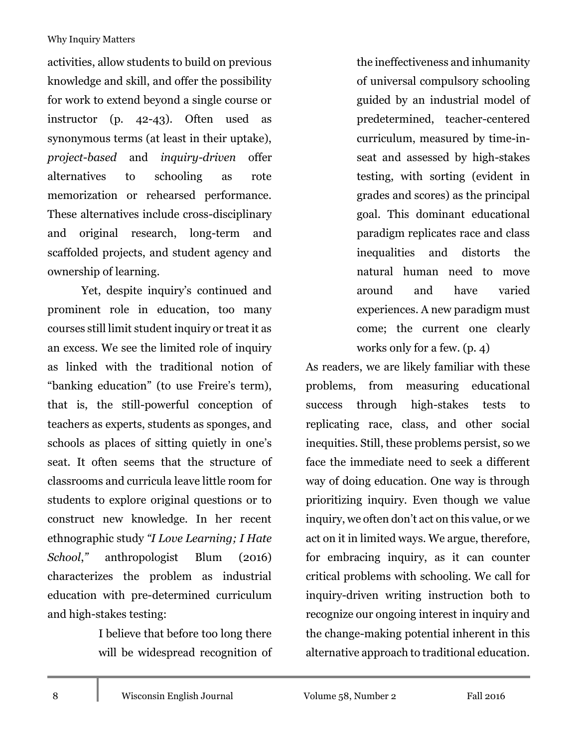activities, allow students to build on previous knowledge and skill, and offer the possibility for work to extend beyond a single course or instructor (p. 42-43). Often used as synonymous terms (at least in their uptake), *project-based* and *inquiry-driven* offer alternatives to schooling as rote memorization or rehearsed performance. These alternatives include cross-disciplinary and original research, long-term and scaffolded projects, and student agency and ownership of learning.

Yet, despite inquiry's continued and prominent role in education, too many courses still limit student inquiry or treat it as an excess. We see the limited role of inquiry as linked with the traditional notion of "banking education" (to use Freire's term), that is, the still-powerful conception of teachers as experts, students as sponges, and schools as places of sitting quietly in one's seat. It often seems that the structure of classrooms and curricula leave little room for students to explore original questions or to construct new knowledge. In her recent ethnographic study *"I Love Learning; I Hate School,"* anthropologist Blum (2016) characterizes the problem as industrial education with pre-determined curriculum and high-stakes testing:

> I believe that before too long there will be widespread recognition of the ineffectiveness and inhumanity of universal compulsory schooling guided by an industrial model of predetermined, teacher-centered curriculum, measured by time-in-seat and assessed by high-stakes testing, with sorting (evident in grades and scores) as the principal goal. This dominant educational paradigm replicates race and class inequalities and distorts the natural human need to move around and have varied experiences. A new paradigm must come; the current one clearly works only for a few. (p. 4)

As readers, we are likely familiar with these problems, from measuring educational success through high-stakes tests to replicating race, class, and other social inequities. Still, these problems persist, so we face the immediate need to seek a different way of doing education. One way is through prioritizing inquiry. Even though we value inquiry, we often don't act on this value, or we act on it in limited ways. We argue, therefore, for embracing inquiry, as it can counter critical problems with schooling. We call for inquiry-driven writing instruction both to recognize our ongoing interest in inquiry and the change-making potential inherent in this alternative approach to traditional education.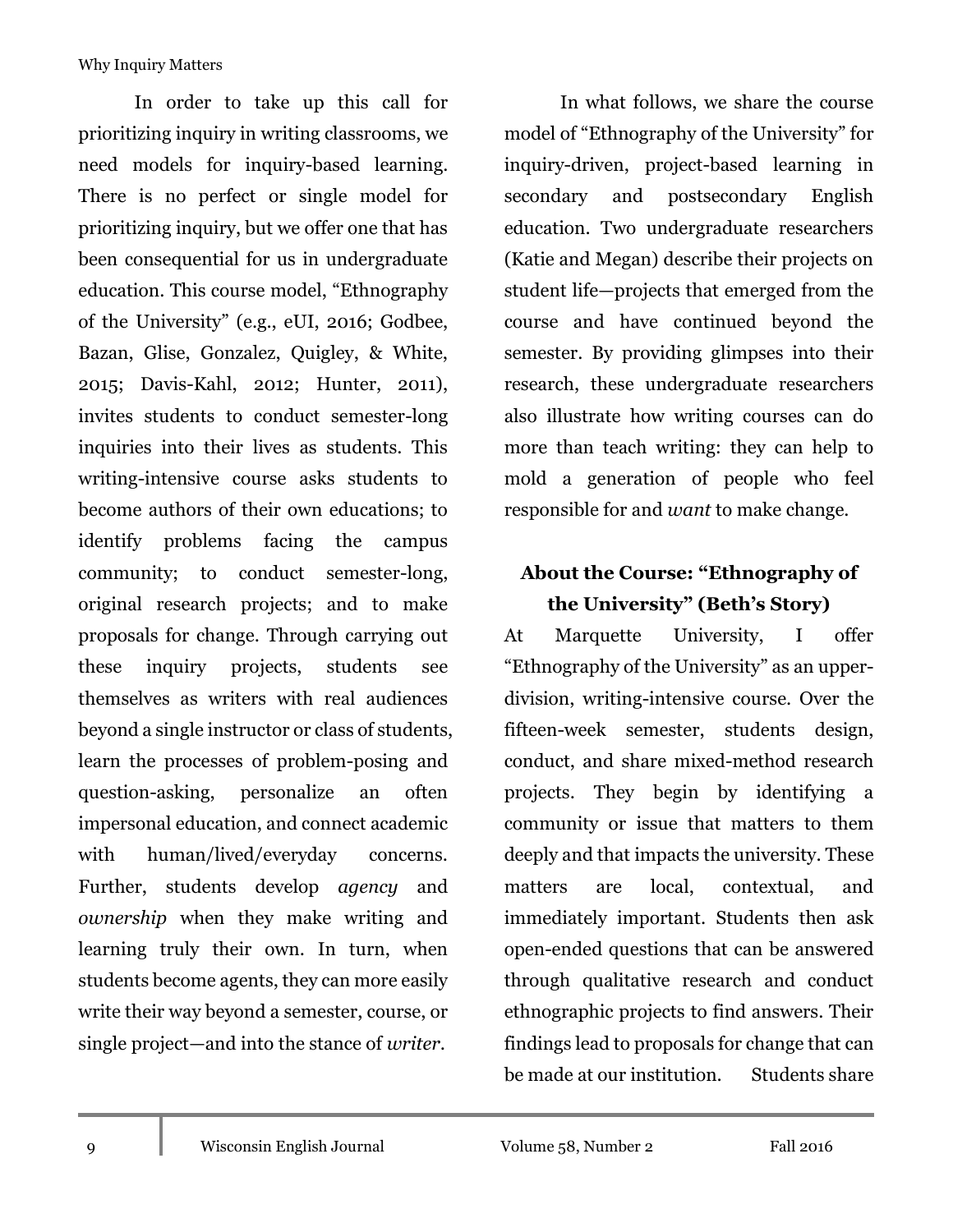In order to take up this call for prioritizing inquiry in writing classrooms, we need models for inquiry-based learning. There is no perfect or single model for prioritizing inquiry, but we offer one that has been consequential for us in undergraduate education. This course model, "Ethnography of the University" (e.g., eUI, 2016; Godbee, Bazan, Glise, Gonzalez, Quigley, & White, 2015; Davis-Kahl, 2012; Hunter, 2011), invites students to conduct semester-long inquiries into their lives as students. This writing-intensive course asks students to become authors of their own educations; to identify problems facing the campus community; to conduct semester-long, original research projects; and to make proposals for change. Through carrying out these inquiry projects, students see themselves as writers with real audiences beyond a single instructor or class of students, learn the processes of problem-posing and question-asking, personalize an often impersonal education, and connect academic with human/lived/everyday concerns. Further, students develop *agency* and *ownership* when they make writing and learning truly their own. In turn, when students become agents, they can more easily write their way beyond a semester, course, or single project—and into the stance of *writer*.

In what follows, we share the course model of "Ethnography of the University" for inquiry-driven, project-based learning in secondary and postsecondary English education. Two undergraduate researchers (Katie and Megan) describe their projects on student life—projects that emerged from the course and have continued beyond the semester. By providing glimpses into their research, these undergraduate researchers also illustrate how writing courses can do more than teach writing: they can help to mold a generation of people who feel responsible for and *want* to make change.

## About the Course: "Ethnography of the University" (Beth's Story)

At Marquette University, I offer "Ethnography of the University" as an upper-division, writing-intensive course. Over the fifteen-week semester, students design, conduct, and share mixed-method research projects. They begin by identifying a community or issue that matters to them deeply and that impacts the university. These matters are local, contextual, and immediately important. Students then ask open-ended questions that can be answered through qualitative research and conduct ethnographic projects to find answers. Their findings lead to proposals for change that can be made at our institution. Students share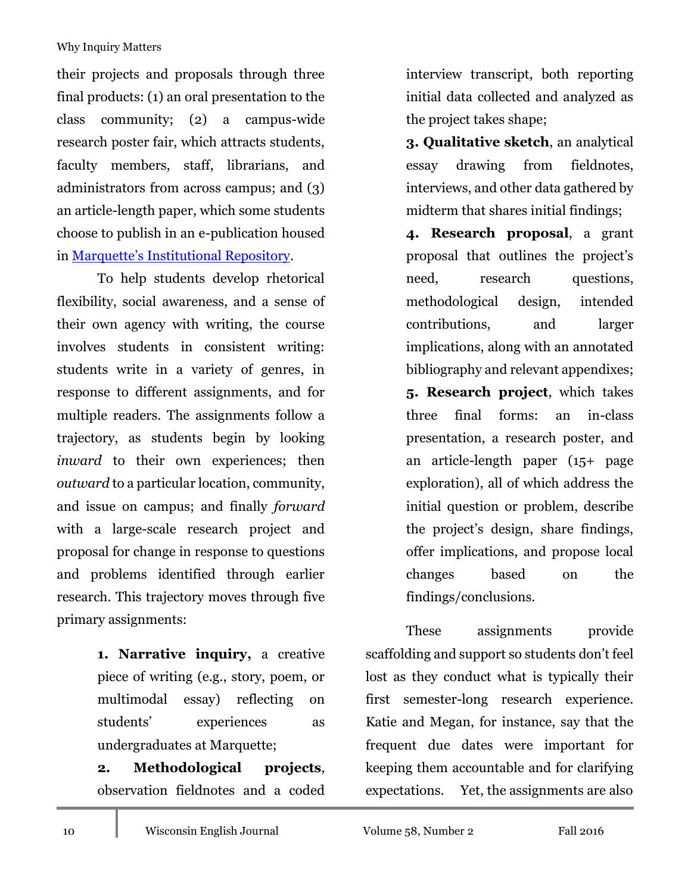their projects and proposals through three final products: (1) an oral presentation to the class community; (2) a campus-wide research poster fair, which attracts students, faculty members, staff, librarians, and administrators from across campus; and (3) an article-length paper, which some students choose to publish in an e-publication housed in Marquette's Institutional Repository.

To help students develop rhetorical flexibility, social awareness, and a sense of their own agency with writing, the course involves students in consistent writing: students write in a variety of genres, in response to different assignments, and for multiple readers. The assignments follow a trajectory, as students begin by looking *inward* to their own experiences; then *outward* to a particular location, community, and issue on campus; and finally *forward* with a large-scale research project and proposal for change in response to questions and problems identified through earlier research. This trajectory moves through five primary assignments:

> **1. Narrative inquiry,** a creative piece of writing (e.g., story, poem, or multimodal essay) reflecting on students' experiences as undergraduates at Marquette;
>
> **2. Methodological projects**, observation fieldnotes and a coded interview transcript, both reporting initial data collected and analyzed as the project takes shape;
>
> **3. Qualitative sketch**, an analytical essay drawing from fieldnotes, interviews, and other data gathered by midterm that shares initial findings;
>
> **4. Research proposal**, a grant proposal that outlines the project's need, research questions, methodological design, intended contributions, and larger implications, along with an annotated bibliography and relevant appendixes;
>
> **5. Research project**, which takes three final forms: an in-class presentation, a research poster, and an article-length paper (15+ page exploration), all of which address the initial question or problem, describe the project's design, share findings, offer implications, and propose local changes based on the findings/conclusions.

These assignments provide scaffolding and support so students don't feel lost as they conduct what is typically their first semester-long research experience. Katie and Megan, for instance, say that the frequent due dates were important for keeping them accountable and for clarifying expectations. Yet, the assignments are also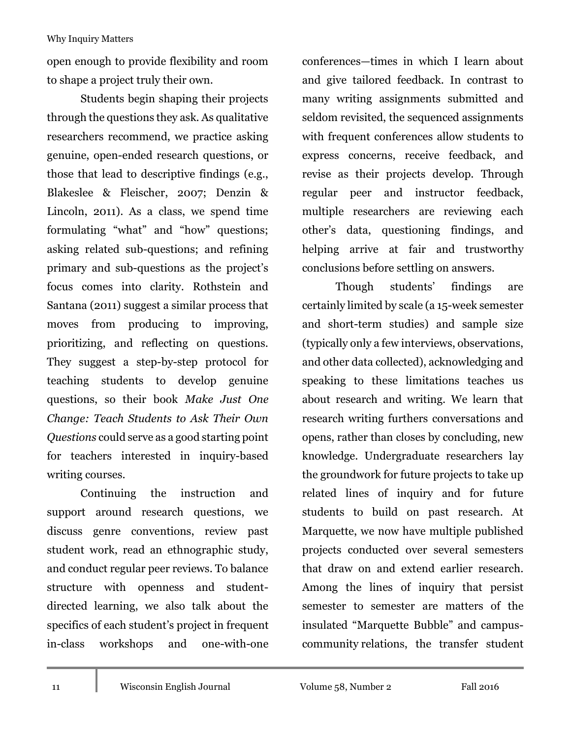open enough to provide flexibility and room to shape a project truly their own.

Students begin shaping their projects through the questions they ask. As qualitative researchers recommend, we practice asking genuine, open-ended research questions, or those that lead to descriptive findings (e.g., Blakeslee & Fleischer, 2007; Denzin & Lincoln, 2011). As a class, we spend time formulating "what" and "how" questions; asking related sub-questions; and refining primary and sub-questions as the project's focus comes into clarity. Rothstein and Santana (2011) suggest a similar process that moves from producing to improving, prioritizing, and reflecting on questions. They suggest a step-by-step protocol for teaching students to develop genuine questions, so their book *Make Just One Change: Teach Students to Ask Their Own Questions* could serve as a good starting point for teachers interested in inquiry-based writing courses.

Continuing the instruction and support around research questions, we discuss genre conventions, review past student work, read an ethnographic study, and conduct regular peer reviews. To balance structure with openness and student-directed learning, we also talk about the specifics of each student's project in frequent in-class workshops and one-with-one conferences—times in which I learn about and give tailored feedback. In contrast to many writing assignments submitted and seldom revisited, the sequenced assignments with frequent conferences allow students to express concerns, receive feedback, and revise as their projects develop. Through regular peer and instructor feedback, multiple researchers are reviewing each other's data, questioning findings, and helping arrive at fair and trustworthy conclusions before settling on answers.

Though students' findings are certainly limited by scale (a 15-week semester and short-term studies) and sample size (typically only a few interviews, observations, and other data collected), acknowledging and speaking to these limitations teaches us about research and writing. We learn that research writing furthers conversations and opens, rather than closes by concluding, new knowledge. Undergraduate researchers lay the groundwork for future projects to take up related lines of inquiry and for future students to build on past research. At Marquette, we now have multiple published projects conducted over several semesters that draw on and extend earlier research. Among the lines of inquiry that persist semester to semester are matters of the insulated "Marquette Bubble" and campus-community relations, the transfer student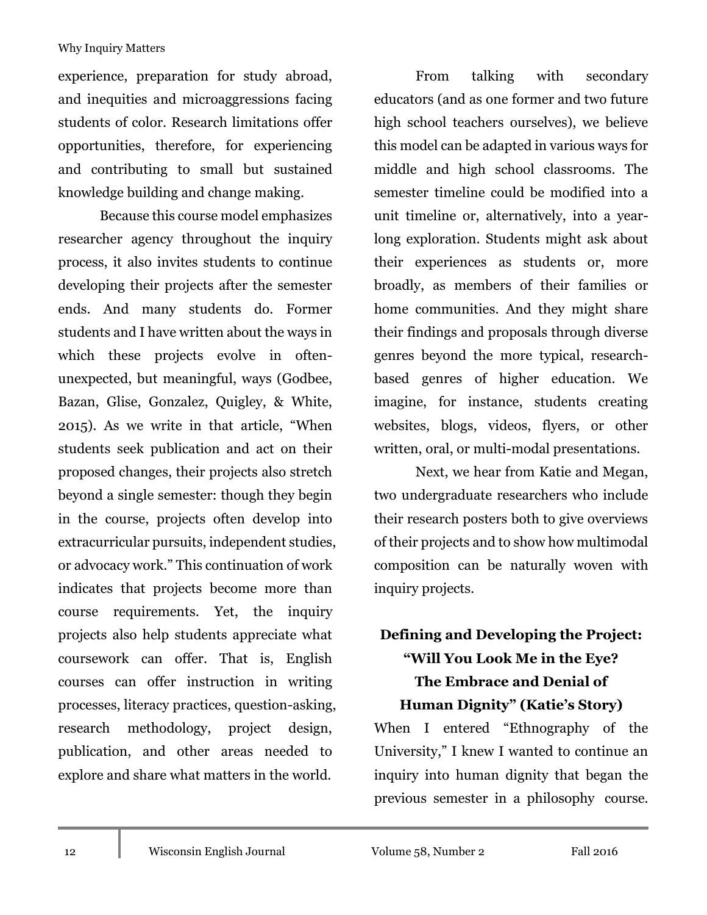experience, preparation for study abroad, and inequities and microaggressions facing students of color. Research limitations offer opportunities, therefore, for experiencing and contributing to small but sustained knowledge building and change making.

Because this course model emphasizes researcher agency throughout the inquiry process, it also invites students to continue developing their projects after the semester ends. And many students do. Former students and I have written about the ways in which these projects evolve in often-unexpected, but meaningful, ways (Godbee, Bazan, Glise, Gonzalez, Quigley, & White, 2015). As we write in that article, "When students seek publication and act on their proposed changes, their projects also stretch beyond a single semester: though they begin in the course, projects often develop into extracurricular pursuits, independent studies, or advocacy work." This continuation of work indicates that projects become more than course requirements. Yet, the inquiry projects also help students appreciate what coursework can offer. That is, English courses can offer instruction in writing processes, literacy practices, question-asking, research methodology, project design, publication, and other areas needed to explore and share what matters in the world.

From talking with secondary educators (and as one former and two future high school teachers ourselves), we believe this model can be adapted in various ways for middle and high school classrooms. The semester timeline could be modified into a unit timeline or, alternatively, into a year-long exploration. Students might ask about their experiences as students or, more broadly, as members of their families or home communities. And they might share their findings and proposals through diverse genres beyond the more typical, research-based genres of higher education. We imagine, for instance, students creating websites, blogs, videos, flyers, or other written, oral, or multi-modal presentations.

Next, we hear from Katie and Megan, two undergraduate researchers who include their research posters both to give overviews of their projects and to show how multimodal composition can be naturally woven with inquiry projects.

## Defining and Developing the Project: "Will You Look Me in the Eye? The Embrace and Denial of Human Dignity" (Katie's Story)

When I entered "Ethnography of the University," I knew I wanted to continue an inquiry into human dignity that began the previous semester in a philosophy course.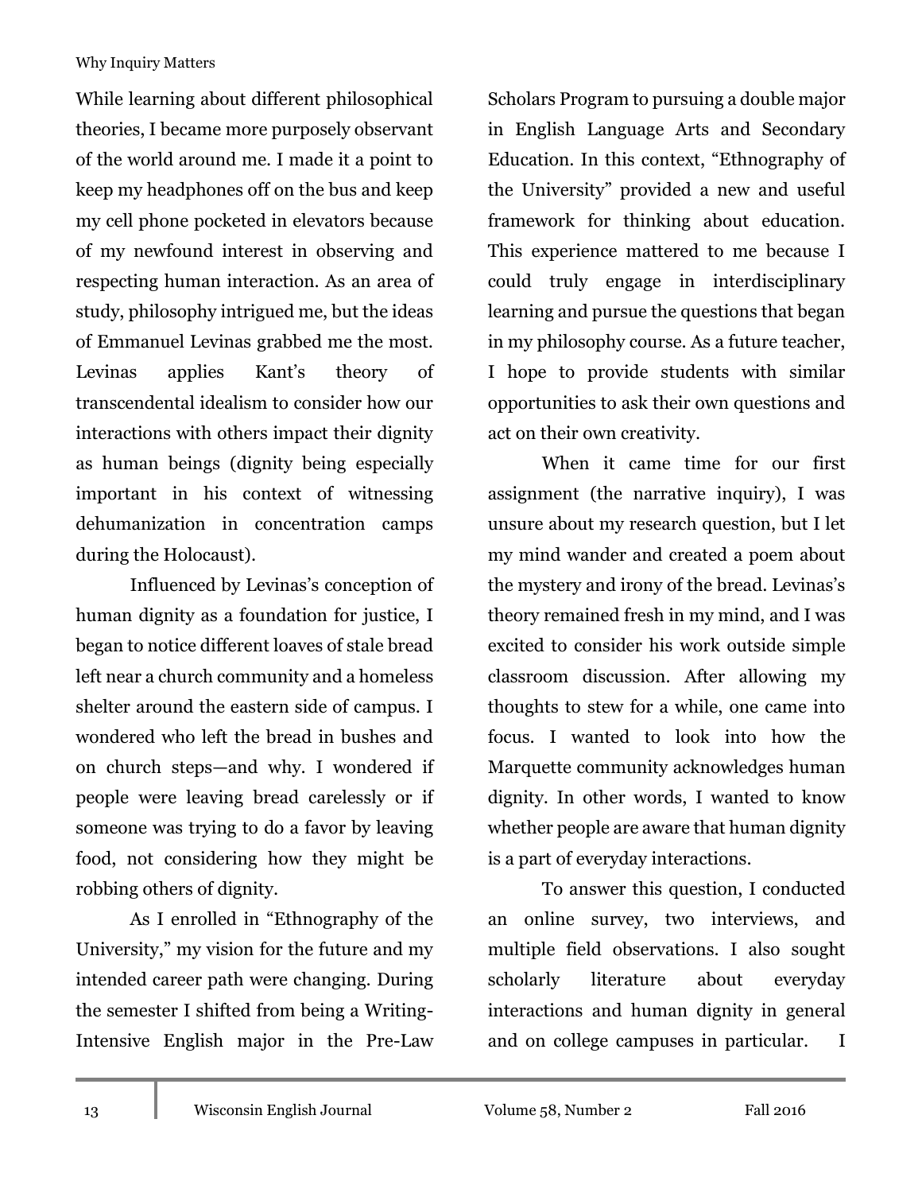While learning about different philosophical theories, I became more purposely observant of the world around me. I made it a point to keep my headphones off on the bus and keep my cell phone pocketed in elevators because of my newfound interest in observing and respecting human interaction. As an area of study, philosophy intrigued me, but the ideas of Emmanuel Levinas grabbed me the most. Levinas applies Kant's theory of transcendental idealism to consider how our interactions with others impact their dignity as human beings (dignity being especially important in his context of witnessing dehumanization in concentration camps during the Holocaust).

Influenced by Levinas's conception of human dignity as a foundation for justice, I began to notice different loaves of stale bread left near a church community and a homeless shelter around the eastern side of campus. I wondered who left the bread in bushes and on church steps—and why. I wondered if people were leaving bread carelessly or if someone was trying to do a favor by leaving food, not considering how they might be robbing others of dignity.

As I enrolled in "Ethnography of the University," my vision for the future and my intended career path were changing. During the semester I shifted from being a Writing-Intensive English major in the Pre-Law Scholars Program to pursuing a double major in English Language Arts and Secondary Education. In this context, "Ethnography of the University" provided a new and useful framework for thinking about education. This experience mattered to me because I could truly engage in interdisciplinary learning and pursue the questions that began in my philosophy course. As a future teacher, I hope to provide students with similar opportunities to ask their own questions and act on their own creativity.

When it came time for our first assignment (the narrative inquiry), I was unsure about my research question, but I let my mind wander and created a poem about the mystery and irony of the bread. Levinas's theory remained fresh in my mind, and I was excited to consider his work outside simple classroom discussion. After allowing my thoughts to stew for a while, one came into focus. I wanted to look into how the Marquette community acknowledges human dignity. In other words, I wanted to know whether people are aware that human dignity is a part of everyday interactions.

To answer this question, I conducted an online survey, two interviews, and multiple field observations. I also sought scholarly literature about everyday interactions and human dignity in general and on college campuses in particular. I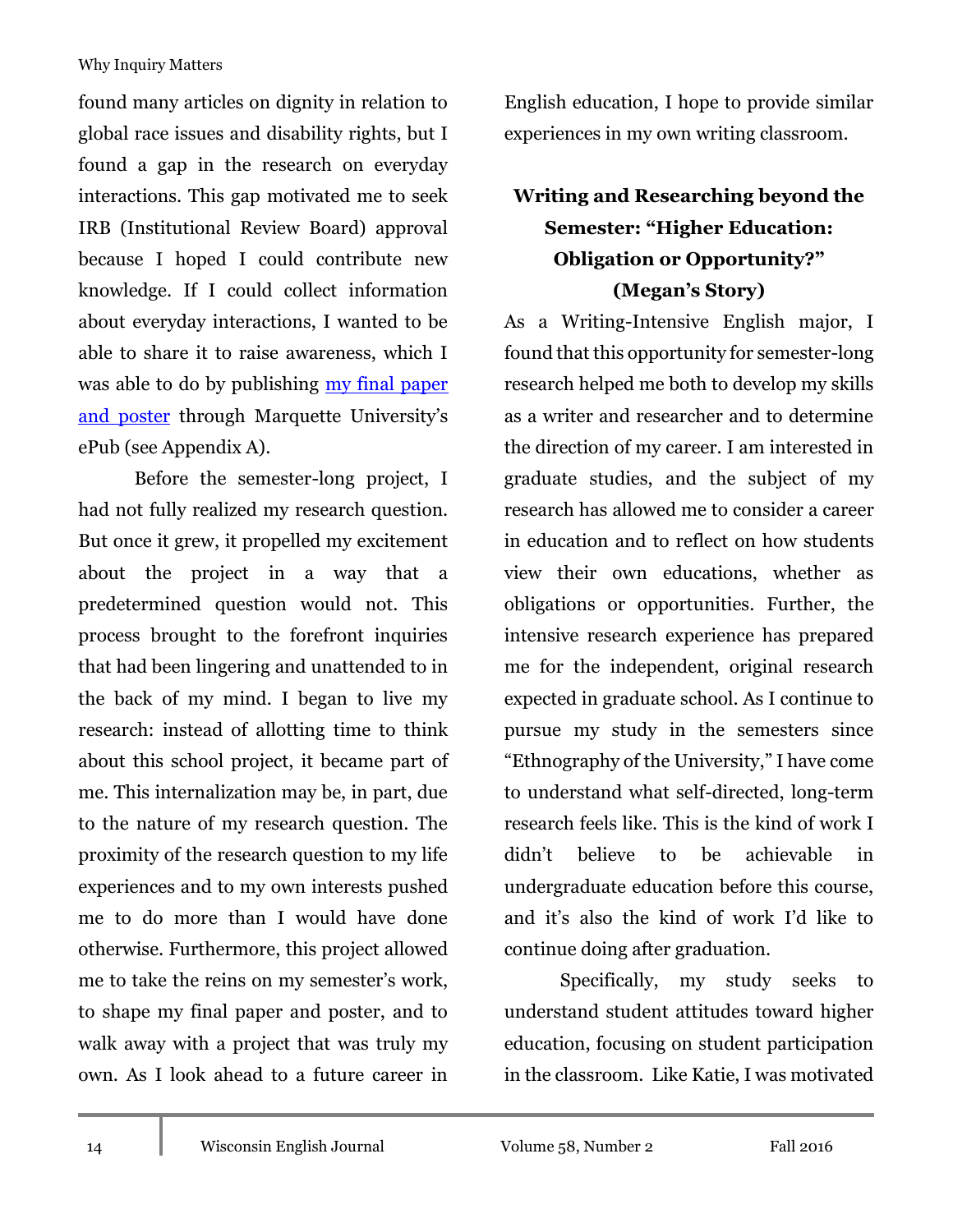found many articles on dignity in relation to global race issues and disability rights, but I found a gap in the research on everyday interactions. This gap motivated me to seek IRB (Institutional Review Board) approval because I hoped I could contribute new knowledge. If I could collect information about everyday interactions, I wanted to be able to share it to raise awareness, which I was able to do by publishing my final paper and poster through Marquette University's ePub (see Appendix A).

Before the semester-long project, I had not fully realized my research question. But once it grew, it propelled my excitement about the project in a way that a predetermined question would not. This process brought to the forefront inquiries that had been lingering and unattended to in the back of my mind. I began to live my research: instead of allotting time to think about this school project, it became part of me. This internalization may be, in part, due to the nature of my research question. The proximity of the research question to my life experiences and to my own interests pushed me to do more than I would have done otherwise. Furthermore, this project allowed me to take the reins on my semester's work, to shape my final paper and poster, and to walk away with a project that was truly my own. As I look ahead to a future career in English education, I hope to provide similar experiences in my own writing classroom.

## Writing and Researching beyond the Semester: "Higher Education: Obligation or Opportunity?" (Megan's Story)

As a Writing-Intensive English major, I found that this opportunity for semester-long research helped me both to develop my skills as a writer and researcher and to determine the direction of my career. I am interested in graduate studies, and the subject of my research has allowed me to consider a career in education and to reflect on how students view their own educations, whether as obligations or opportunities. Further, the intensive research experience has prepared me for the independent, original research expected in graduate school. As I continue to pursue my study in the semesters since "Ethnography of the University," I have come to understand what self-directed, long-term research feels like. This is the kind of work I didn't believe to be achievable in undergraduate education before this course, and it's also the kind of work I'd like to continue doing after graduation.

Specifically, my study seeks to understand student attitudes toward higher education, focusing on student participation in the classroom. Like Katie, I was motivated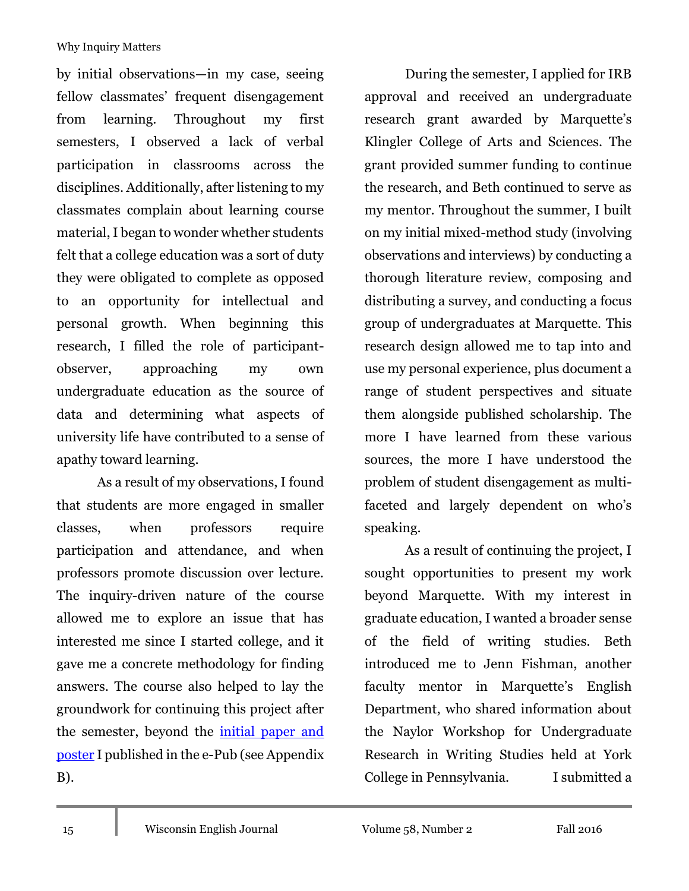by initial observations—in my case, seeing fellow classmates' frequent disengagement from learning. Throughout my first semesters, I observed a lack of verbal participation in classrooms across the disciplines. Additionally, after listening to my classmates complain about learning course material, I began to wonder whether students felt that a college education was a sort of duty they were obligated to complete as opposed to an opportunity for intellectual and personal growth. When beginning this research, I filled the role of participant-observer, approaching my own undergraduate education as the source of data and determining what aspects of university life have contributed to a sense of apathy toward learning.

As a result of my observations, I found that students are more engaged in smaller classes, when professors require participation and attendance, and when professors promote discussion over lecture. The inquiry-driven nature of the course allowed me to explore an issue that has interested me since I started college, and it gave me a concrete methodology for finding answers. The course also helped to lay the groundwork for continuing this project after the semester, beyond the initial paper and poster I published in the e-Pub (see Appendix B).

During the semester, I applied for IRB approval and received an undergraduate research grant awarded by Marquette's Klingler College of Arts and Sciences. The grant provided summer funding to continue the research, and Beth continued to serve as my mentor. Throughout the summer, I built on my initial mixed-method study (involving observations and interviews) by conducting a thorough literature review, composing and distributing a survey, and conducting a focus group of undergraduates at Marquette. This research design allowed me to tap into and use my personal experience, plus document a range of student perspectives and situate them alongside published scholarship. The more I have learned from these various sources, the more I have understood the problem of student disengagement as multi-faceted and largely dependent on who's speaking.

As a result of continuing the project, I sought opportunities to present my work beyond Marquette. With my interest in graduate education, I wanted a broader sense of the field of writing studies. Beth introduced me to Jenn Fishman, another faculty mentor in Marquette's English Department, who shared information about the Naylor Workshop for Undergraduate Research in Writing Studies held at York College in Pennsylvania. I submitted a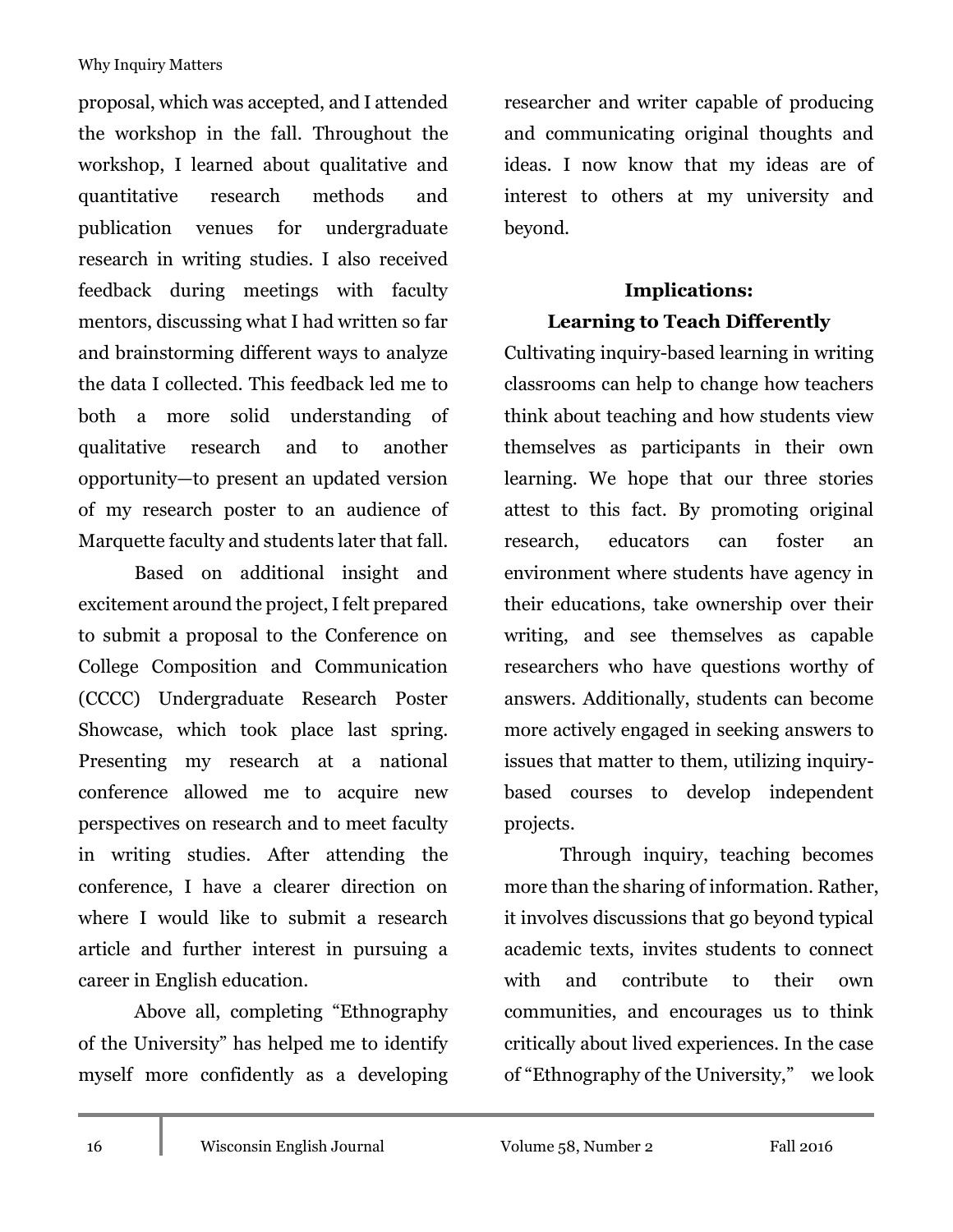proposal, which was accepted, and I attended the workshop in the fall. Throughout the workshop, I learned about qualitative and quantitative research methods and publication venues for undergraduate research in writing studies. I also received feedback during meetings with faculty mentors, discussing what I had written so far and brainstorming different ways to analyze the data I collected. This feedback led me to both a more solid understanding of qualitative research and to another opportunity—to present an updated version of my research poster to an audience of Marquette faculty and students later that fall.

Based on additional insight and excitement around the project, I felt prepared to submit a proposal to the Conference on College Composition and Communication (CCCC) Undergraduate Research Poster Showcase, which took place last spring. Presenting my research at a national conference allowed me to acquire new perspectives on research and to meet faculty in writing studies. After attending the conference, I have a clearer direction on where I would like to submit a research article and further interest in pursuing a career in English education.

Above all, completing "Ethnography of the University" has helped me to identify myself more confidently as a developing researcher and writer capable of producing and communicating original thoughts and ideas. I now know that my ideas are of interest to others at my university and beyond.

## Implications: Learning to Teach Differently

Cultivating inquiry-based learning in writing classrooms can help to change how teachers think about teaching and how students view themselves as participants in their own learning. We hope that our three stories attest to this fact. By promoting original research, educators can foster an environment where students have agency in their educations, take ownership over their writing, and see themselves as capable researchers who have questions worthy of answers. Additionally, students can become more actively engaged in seeking answers to issues that matter to them, utilizing inquiry-based courses to develop independent projects.

Through inquiry, teaching becomes more than the sharing of information. Rather, it involves discussions that go beyond typical academic texts, invites students to connect with and contribute to their own communities, and encourages us to think critically about lived experiences. In the case of "Ethnography of the University," we look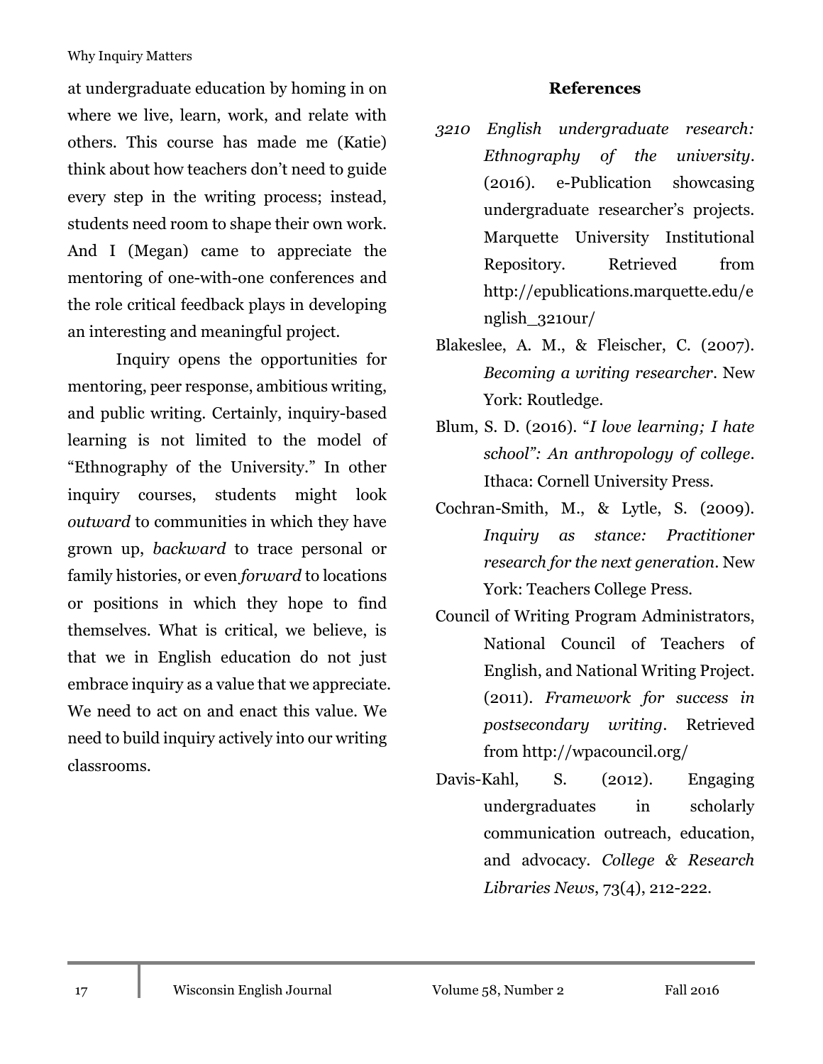at undergraduate education by homing in on where we live, learn, work, and relate with others. This course has made me (Katie) think about how teachers don't need to guide every step in the writing process; instead, students need room to shape their own work. And I (Megan) came to appreciate the mentoring of one-with-one conferences and the role critical feedback plays in developing an interesting and meaningful project.

Inquiry opens the opportunities for mentoring, peer response, ambitious writing, and public writing. Certainly, inquiry-based learning is not limited to the model of "Ethnography of the University." In other inquiry courses, students might look *outward* to communities in which they have grown up, *backward* to trace personal or family histories, or even *forward* to locations or positions in which they hope to find themselves. What is critical, we believe, is that we in English education do not just embrace inquiry as a value that we appreciate. We need to act on and enact this value. We need to build inquiry actively into our writing classrooms.

## References

*3210 English undergraduate research: Ethnography of the university*. (2016). e-Publication showcasing undergraduate researcher's projects. Marquette University Institutional Repository. Retrieved from http://epublications.marquette.edu/english_3210ur/

Blakeslee, A. M., & Fleischer, C. (2007). *Becoming a writing researcher*. New York: Routledge.

Blum, S. D. (2016). "*I love learning; I hate school": An anthropology of college*. Ithaca: Cornell University Press.

Cochran-Smith, M., & Lytle, S. (2009). *Inquiry as stance: Practitioner research for the next generation*. New York: Teachers College Press.

Council of Writing Program Administrators, National Council of Teachers of English, and National Writing Project. (2011). *Framework for success in postsecondary writing*. Retrieved from http://wpacouncil.org/

Davis-Kahl, S. (2012). Engaging undergraduates in scholarly communication outreach, education, and advocacy. *College & Research Libraries News*, 73(4), 212-222.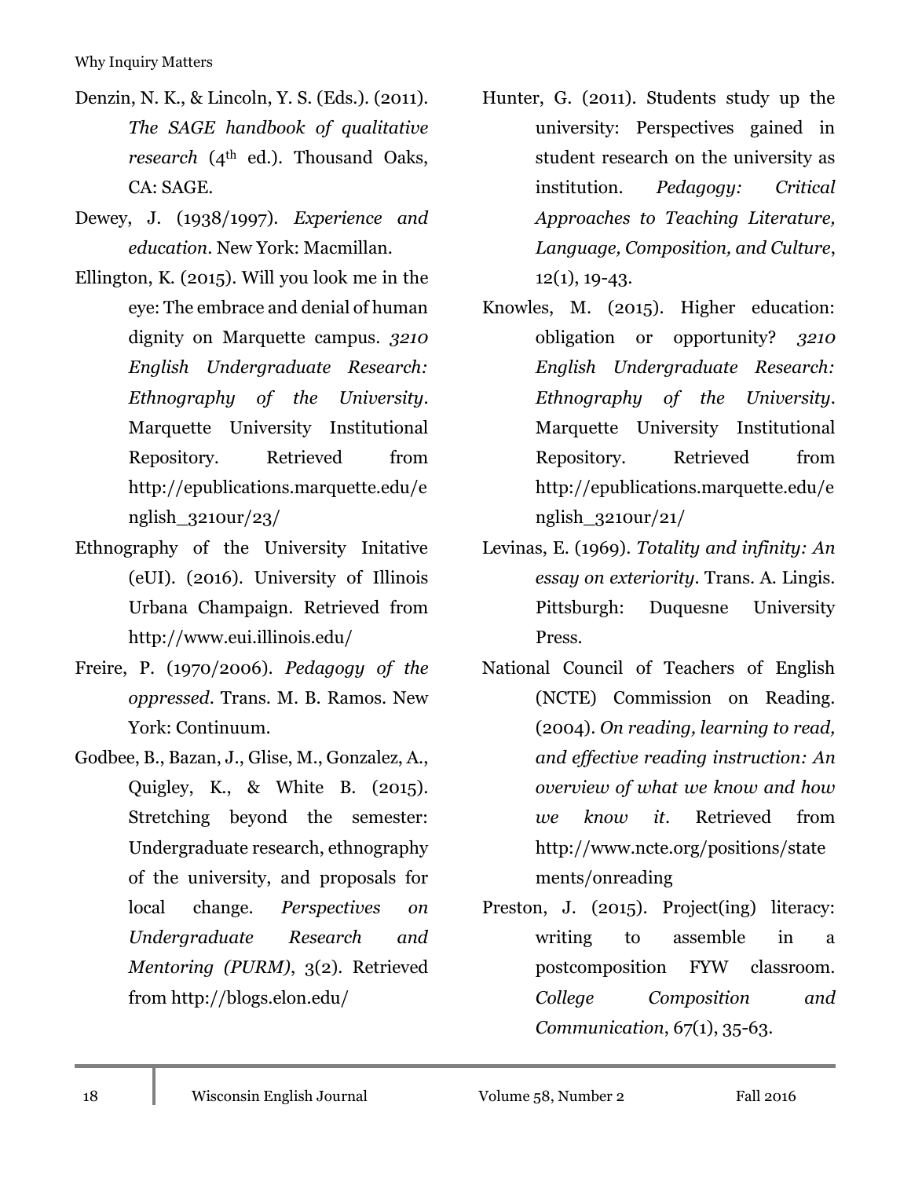Denzin, N. K., & Lincoln, Y. S. (Eds.). (2011). *The SAGE handbook of qualitative research* (4th ed.). Thousand Oaks, CA: SAGE.

Dewey, J. (1938/1997). *Experience and education*. New York: Macmillan.

Ellington, K. (2015). Will you look me in the eye: The embrace and denial of human dignity on Marquette campus. *3210 English Undergraduate Research: Ethnography of the University*. Marquette University Institutional Repository. Retrieved from http://epublications.marquette.edu/english_3210ur/23/

Ethnography of the University Initative (eUI). (2016). University of Illinois Urbana Champaign. Retrieved from http://www.eui.illinois.edu/

Freire, P. (1970/2006). *Pedagogy of the oppressed*. Trans. M. B. Ramos. New York: Continuum.

Godbee, B., Bazan, J., Glise, M., Gonzalez, A., Quigley, K., & White B. (2015). Stretching beyond the semester: Undergraduate research, ethnography of the university, and proposals for local change. *Perspectives on Undergraduate Research and Mentoring (PURM)*, 3(2). Retrieved from http://blogs.elon.edu/

Hunter, G. (2011). Students study up the university: Perspectives gained in student research on the university as institution. *Pedagogy: Critical Approaches to Teaching Literature, Language, Composition, and Culture*, 12(1), 19-43.

Knowles, M. (2015). Higher education: obligation or opportunity? *3210 English Undergraduate Research: Ethnography of the University*. Marquette University Institutional Repository. Retrieved from http://epublications.marquette.edu/english_3210ur/21/

Levinas, E. (1969). *Totality and infinity: An essay on exteriority*. Trans. A. Lingis. Pittsburgh: Duquesne University Press.

National Council of Teachers of English (NCTE) Commission on Reading. (2004). *On reading, learning to read, and effective reading instruction: An overview of what we know and how we know it*. Retrieved from http://www.ncte.org/positions/statements/onreading

Preston, J. (2015). Project(ing) literacy: writing to assemble in a postcomposition FYW classroom. *College Composition and Communication*, 67(1), 35-63.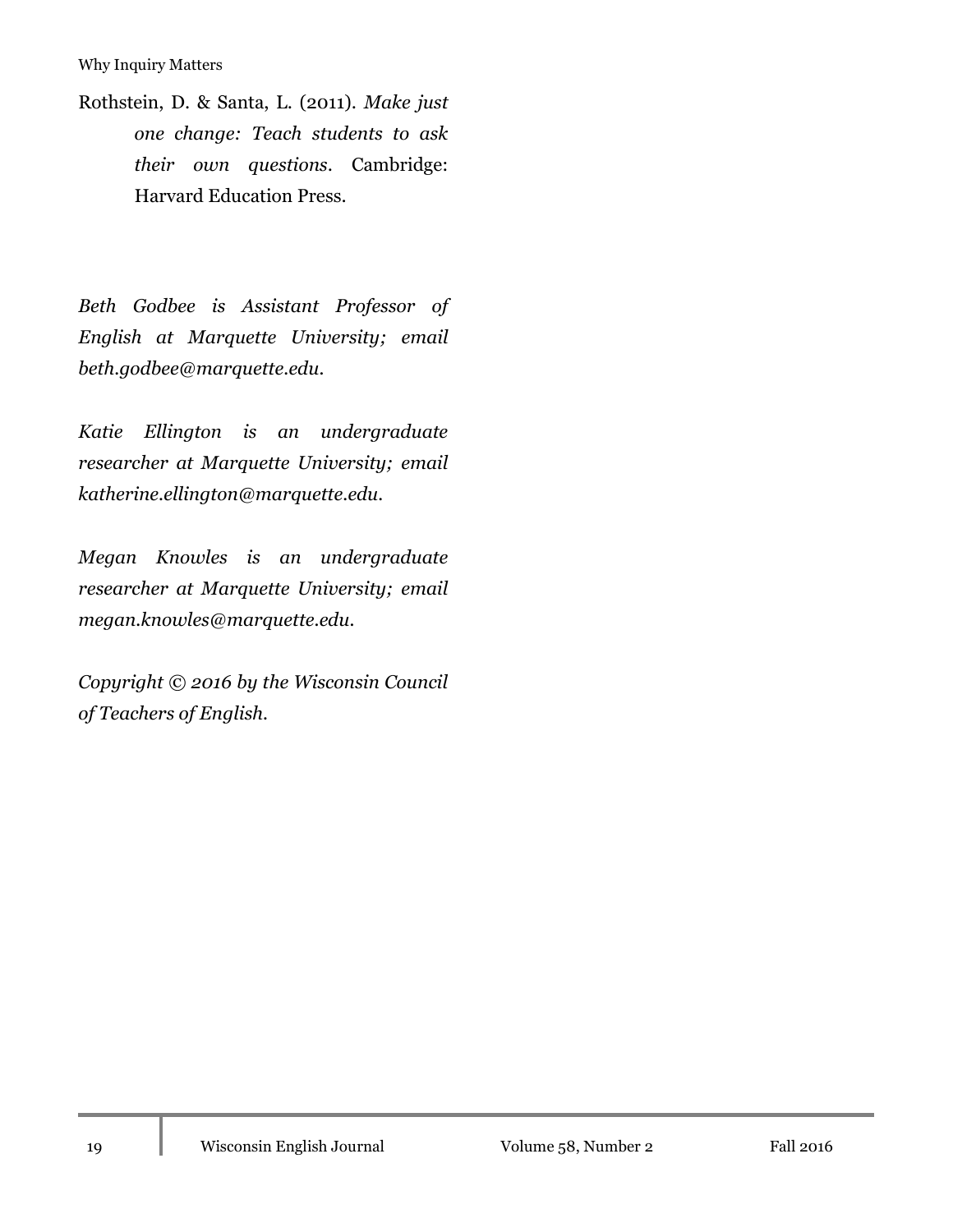Rothstein, D. & Santa, L. (2011). *Make just one change: Teach students to ask their own questions*. Cambridge: Harvard Education Press.

*Beth Godbee is Assistant Professor of English at Marquette University; email beth.godbee@marquette.edu.*

*Katie Ellington is an undergraduate researcher at Marquette University; email katherine.ellington@marquette.edu.*

*Megan Knowles is an undergraduate researcher at Marquette University; email megan.knowles@marquette.edu.*

*Copyright © 2016 by the Wisconsin Council of Teachers of English.*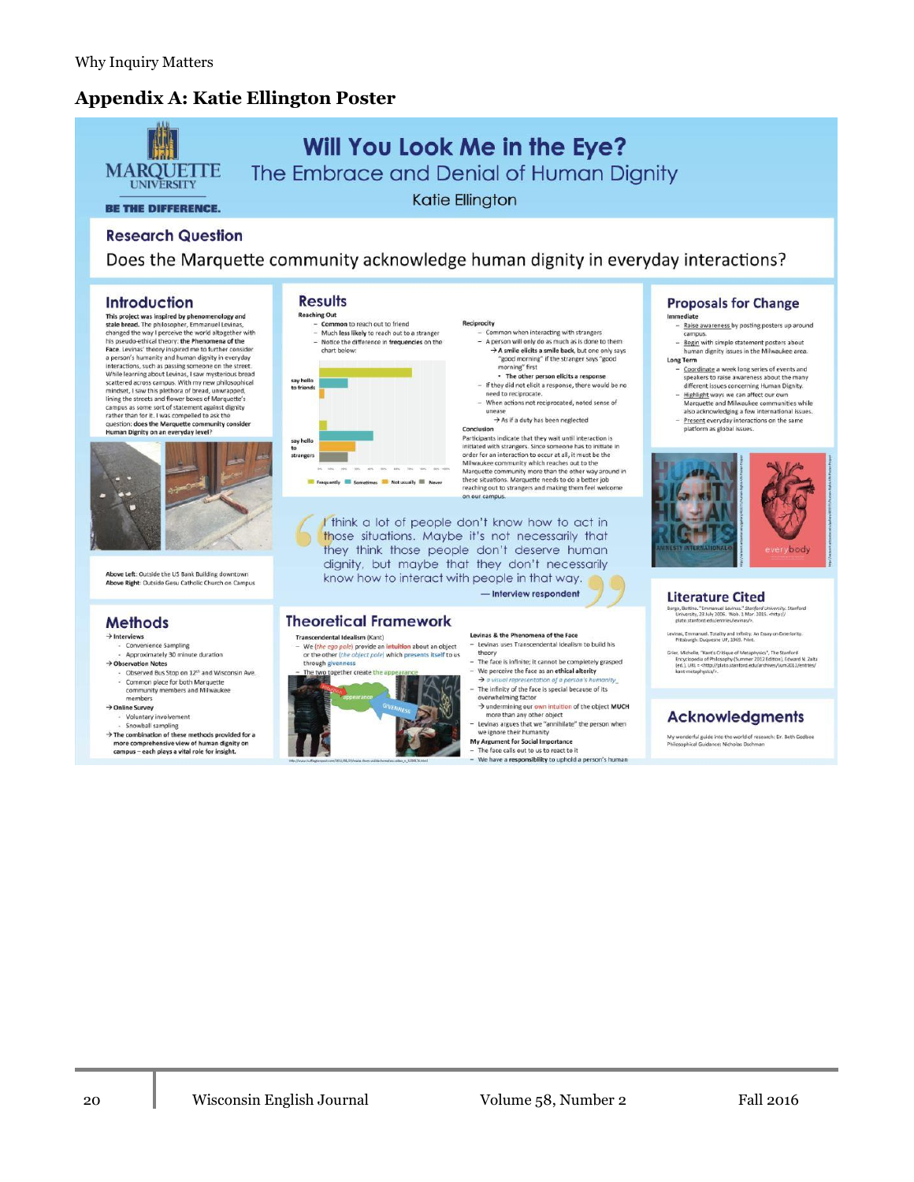## Appendix A: Katie Ellington Poster

# Will You Look Me in the Eye?

## The Embrace and Denial of Human Dignity

Katie Ellington

MARQUETTE UNIVERSITY

BE THE DIFFERENCE.

### Research Question

Does the Marquette community acknowledge human dignity in everyday interactions?

### Introduction

This project was inspired by phenomenology and stale bread. The philosopher, Emmanuel Levinas, changed the way I perceive the world altogether with his pseudo-ethical theory: **the Phenomena of the Face**. Levinas' theory inspired me to further consider a person's humanity and human dignity in everyday interactions, such as passing someone on the street. While learning about Levinas, I saw mysterious bread scattered across campus. With my new philosophical mindset, I saw this plethora of bread, unwrapped, lining the streets and flower boxes of Marquette's campus as some sort of statement against dignity rather than for it. I was compelled to ask the question: **does the Marquette community consider Human Dignity on an everyday level?**

**Above Left:** Outside the US Bank Building downtown
**Above Right:** Outside Gesu Catholic Church on Campus

### Methods

→ Interviews
- Convenience Sampling
- Approximately 30 minute duration

→ Observation Notes
- Observed Bus Stop on 12th and Wisconsin Ave.
- Common place for both Marquette community members and Milwaukee members

→ Online Survey
- Voluntary involvement
- Snowball sampling

→ The combination of these methods provided for a more comprehensive view of human dignity on campus – each plays a vital role for insight.

### Results

**Reaching Out**
- **Common** to reach out to friend
- Much **less likely** to reach out to a stranger
- Notice the difference in **frequencies** on the chart below:

Chart rows: say hello to friends; say hello to strangers. Legend: Frequently, Sometimes, Not usually, Never

**Reciprocity**
- Common when interacting with strangers
- A person will only do as much as is done to them
  - → **A smile elicits a smile back**, but one only says "good morning" if the stranger says "good morning" first
    - **The other person elicits a response**
- If they did not elicit a response, there would be no need to reciprocate.
- When actions not reciprocated, noted sense of unease
  - → As if a duty has been neglected

**Conclusion**

Participants indicate that they wait until interaction is initiated with strangers. Since someone has to initiate in order for an interaction to occur at all, it must be the Milwaukee community which reaches out to the Marquette community more than the other way around in these situations. Marquette needs to do a better job reaching out to strangers and making them feel welcome on our campus.

> I think a lot of people don't know how to act in those situations. Maybe it's not necessarily that they think those people don't deserve human dignity, but maybe that they don't necessarily know how to interact with people in that way.
>
> — Interview respondent

### Theoretical Framework

**Transcendental Idealism** (Kant)
- We (*the ego pole*) provide an **intuition** about an object or the other (*the object pole*) which **presents itself** to us through **givenness**
- The two together create **the appearance**

(image labels: intuition, appearance, givenness)

**Levinas & the Phenomena of the Face**
- Levinas uses Transcendental Idealism to build his theory
- The face is infinite; it cannot be completely grasped
- We perceive the face as an **ethical alterity**
  - → *a visual representation of a person's humanity*
- The infinity of the face is special because of its overwhelming factor
  - → undermining our own **intuition** of the object **MUCH** more than any other object
- Levinas argues that we "annihilate" the person when we ignore their humanity

**My Argument for Social Importance**
- The face calls out to us to react to it
- We have a **responsibility** to uphold a person's human

### Proposals for Change

**Immediate**
- Raise awareness by posting posters up around campus.
- Begin with simple statement posters about human dignity issues in the Milwaukee area.

**Long Term**
- Coordinate a week long series of events and speakers to raise awareness about the many different issues concerning Human Dignity.
- Highlight ways we can affect our own Marquette and Milwaukee communities while also acknowledging a few international issues.
- Present everyday interactions on the same platform as global issues.

### Literature Cited

Bergo, Bettina. "Emmanuel Levinas." *Stanford University*. Stanford University, 23 July 2006. Web. 1 Mar. 2015. <http://plato.stanford.edu/entries/levinas/>.

Levinas, Emmanuel. Totality and Infinity: An Essay on Exteriority. Pittsburgh: Duquesne UP, 1969. Print.

Grier, Michelle, "Kant's Critique of Metaphysics", The Stanford Encyclopedia of Philosophy (Summer 2012 Edition), Edward N. Zalta (ed.), URL = <http://plato.stanford.edu/archives/sum2012/entries/kant-metaphysics/>.

### Acknowledgments

My wonderful guide into the world of research: Dr. Beth Godbee
Philosophical Guidance: Nicholas Oschman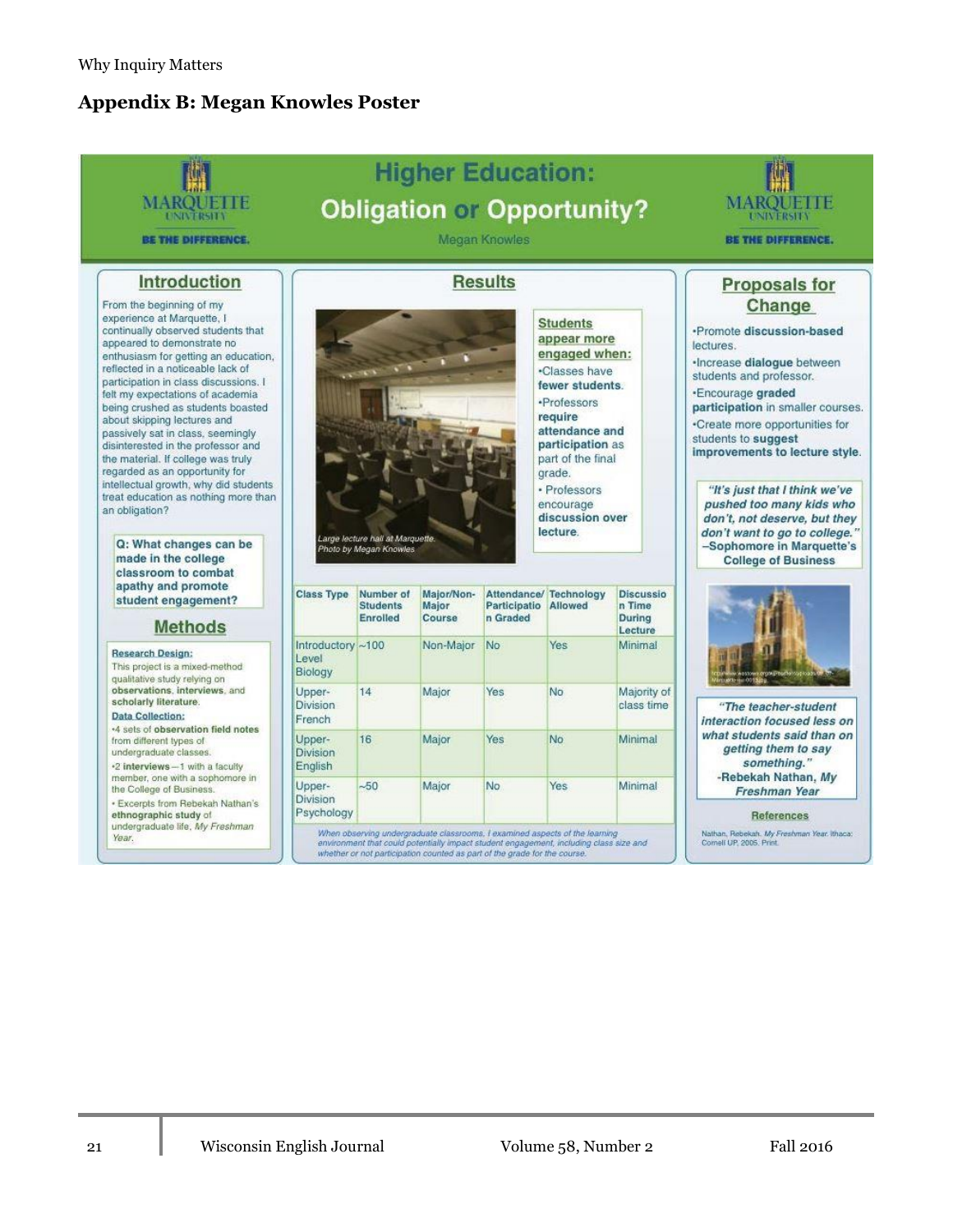## Appendix B: Megan Knowles Poster

# Higher Education: Obligation or Opportunity?

Megan Knowles

MARQUETTE UNIVERSITY

BE THE DIFFERENCE.

## Introduction

From the beginning of my experience at Marquette, I continually observed students that appeared to demonstrate no enthusiasm for getting an education, reflected in a noticeable lack of participation in class discussions. I felt my expectations of academia being crushed as students boasted about skipping lectures and passively sat in class, seemingly disinterested in the professor and the material. If college was truly regarded as an opportunity for intellectual growth, why did students treat education as nothing more than an obligation?

**Q: What changes can be made in the college classroom to combat apathy and promote student engagement?**

## Methods

**Research Design:**

This project is a mixed-method qualitative study relying on **observations**, **interviews**, and **scholarly literature**.

**Data Collection:**

- 4 sets of **observation field notes** from different types of undergraduate classes.
- 2 **interviews** — 1 with a faculty member, one with a sophomore in the College of Business.
- Excerpts from Rebekah Nathan's **ethnographic study** of undergraduate life, *My Freshman Year.*

## Results

*Large lecture hall at Marquette. Photo by Megan Knowles*

**Students appear more engaged when:**

- Classes have **fewer students**.
- Professors **require attendance and participation** as part of the final grade.
- Professors encourage **discussion over lecture**.

| Class Type | Number of Students Enrolled | Major/Non-Major Course | Attendance/ Participation Graded | Technology Allowed | Discussion Time During Lecture |
|---|---|---|---|---|---|
| Introductory Level Biology | ~100 | Non-Major | No | Yes | Minimal |
| Upper-Division French | 14 | Major | Yes | No | Majority of class time |
| Upper-Division English | 16 | Major | Yes | No | Minimal |
| Upper-Division Psychology | ~50 | Major | No | Yes | Minimal |

*When observing undergraduate classrooms, I examined aspects of the learning environment that could potentially impact student engagement, including class size and whether or not participation counted as part of the grade for the course.*

## Proposals for Change

- Promote **discussion-based** lectures.
- Increase **dialogue** between students and professor.
- Encourage **graded participation** in smaller courses.
- Create more opportunities for students to **suggest improvements to lecture style**.

***"It's just that I think we've pushed too many kids who don't, not deserve, but they don't want to go to college."* –Sophomore in Marquette's College of Business**

***"The teacher-student interaction focused less on what students said than on getting them to say something."* -Rebekah Nathan, *My Freshman Year***

**References**

Nathan, Rebekah. *My Freshman Year.* Ithaca: Cornell UP, 2005. Print.